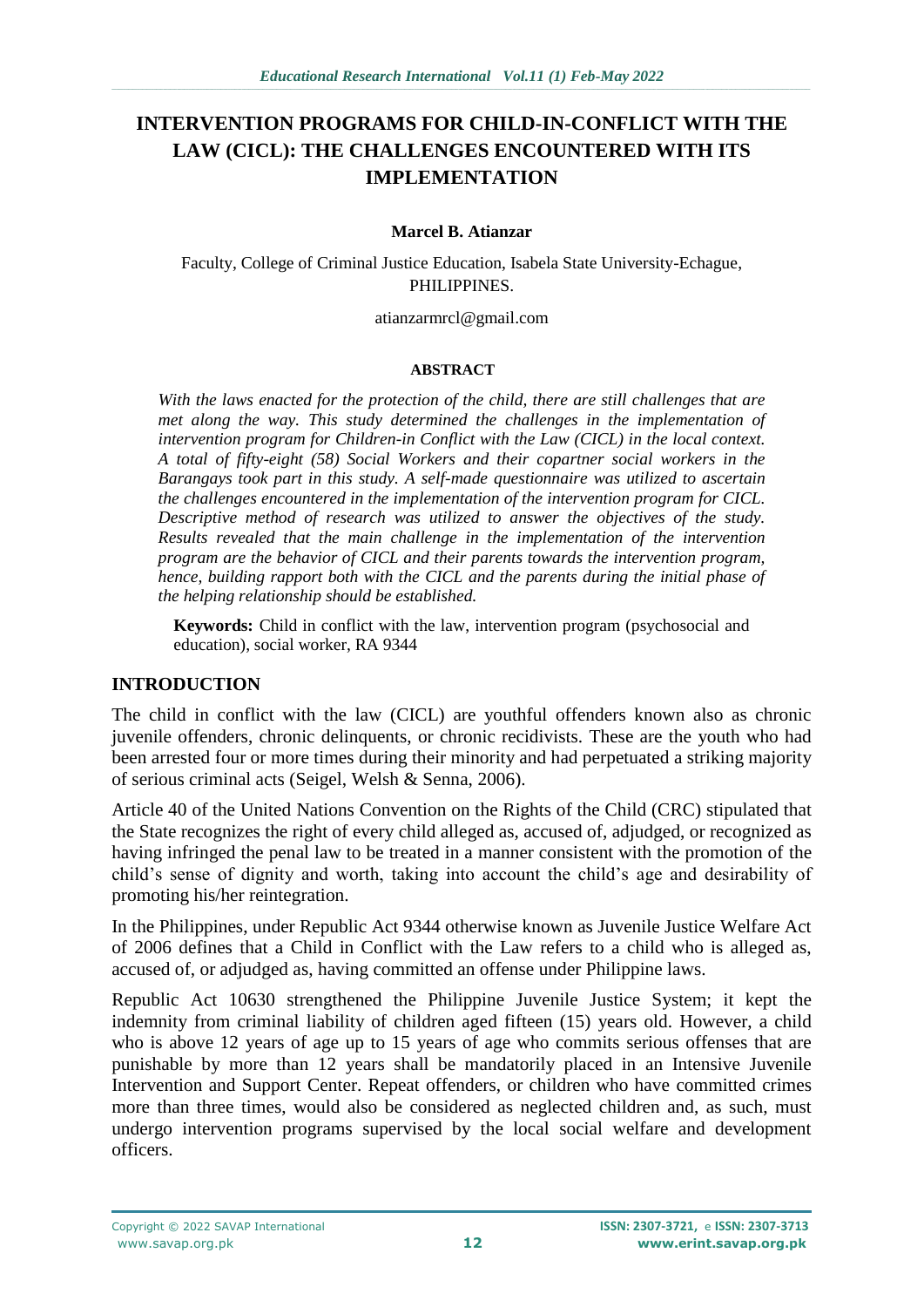# INTERVENTION PROGRAMS FOR CHILD-IN-CONFLICT WITH THE LAW (CICL): THE CHALLENGES ENCOUNTERED WITH ITS IMPLEMENTATION

**Marcel B. Atianzar**

Faculty, College of Criminal Justice Education, Isabela State University-Echague, PHILIPPINES.

atianzarmrcl@gmail.com

#### ABSTRACT

*With the laws enacted for the protection of the child, there are still challenges that are met along the way. This study determined the challenges in the implementation of intervention program for Children-in Conflict with the Law (CICL) in the local context. A total of fifty-eight (58) Social Workers and their copartner social workers in the Barangays took part in this study. A self-made questionnaire was utilized to ascertain the challenges encountered in the implementation of the intervention program for CICL. Descriptive method of research was utilized to answer the objectives of the study. Results revealed that the main challenge in the implementation of the intervention program are the behavior of CICL and their parents towards the intervention program, hence, building rapport both with the CICL and the parents during the initial phase of the helping relationship should be established.*

**Keywords:** Child in conflict with the law, intervention program (psychosocial and education), social worker, RA 9344

## INTRODUCTION

The child in conflict with the law (CICL) are youthful offenders known also as chronic juvenile offenders, chronic delinquents, or chronic recidivists. These are the youth who had been arrested four or more times during their minority and had perpetuated a striking majority of serious criminal acts (Seigel, Welsh & Senna, 2006).

Article 40 of the United Nations Convention on the Rights of the Child (CRC) stipulated that the State recognizes the right of every child alleged as, accused of, adjudged, or recognized as having infringed the penal law to be treated in a manner consistent with the promotion of the child's sense of dignity and worth, taking into account the child's age and desirability of promoting his/her reintegration.

In the Philippines, under Republic Act 9344 otherwise known as Juvenile Justice Welfare Act of 2006 defines that a Child in Conflict with the Law refers to a child who is alleged as, accused of, or adjudged as, having committed an offense under Philippine laws.

Republic Act 10630 strengthened the Philippine Juvenile Justice System; it kept the indemnity from criminal liability of children aged fifteen (15) years old. However, a child who is above 12 years of age up to 15 years of age who commits serious offenses that are punishable by more than 12 years shall be mandatorily placed in an Intensive Juvenile Intervention and Support Center. Repeat offenders, or children who have committed crimes more than three times, would also be considered as neglected children and, as such, must undergo intervention programs supervised by the local social welfare and development officers.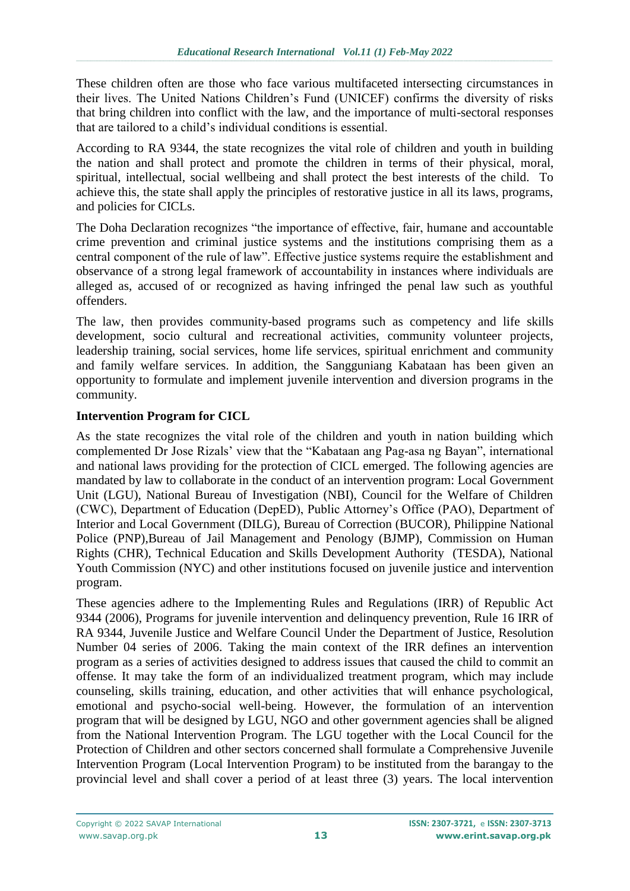These children often are those who face various multifaceted intersecting circumstances in their lives. The United Nations Children's Fund (UNICEF) confirms the diversity of risks that bring children into conflict with the law, and the importance of multi-sectoral responses that are tailored to a child's individual conditions is essential.

According to RA 9344, the state recognizes the vital role of children and youth in building the nation and shall protect and promote the children in terms of their physical, moral, spiritual, intellectual, social wellbeing and shall protect the best interests of the child. To achieve this, the state shall apply the principles of restorative justice in all its laws, programs, and policies for CICLs.

The Doha Declaration recognizes "the importance of effective, fair, humane and accountable crime prevention and criminal justice systems and the institutions comprising them as a central component of the rule of law". Effective justice systems require the establishment and observance of a strong legal framework of accountability in instances where individuals are alleged as, accused of or recognized as having infringed the penal law such as youthful offenders.

The law, then provides community-based programs such as competency and life skills development, socio cultural and recreational activities, community volunteer projects, leadership training, social services, home life services, spiritual enrichment and community and family welfare services. In addition, the Sangguniang Kabataan has been given an opportunity to formulate and implement juvenile intervention and diversion programs in the community.

**Intervention Program for CICL**

As the state recognizes the vital role of the children and youth in nation building which complemented Dr Jose Rizals' view that the "Kabataan ang Pag-asa ng Bayan", international and national laws providing for the protection of CICL emerged. The following agencies are mandated by law to collaborate in the conduct of an intervention program: Local Government Unit (LGU), National Bureau of Investigation (NBI), Council for the Welfare of Children (CWC), Department of Education (DepED), Public Attorney's Office (PAO), Department of Interior and Local Government (DILG), Bureau of Correction (BUCOR), Philippine National Police (PNP),Bureau of Jail Management and Penology (BJMP), Commission on Human Rights (CHR), Technical Education and Skills Development Authority (TESDA), National Youth Commission (NYC) and other institutions focused on juvenile justice and intervention program.

These agencies adhere to the Implementing Rules and Regulations (IRR) of Republic Act 9344 (2006), Programs for juvenile intervention and delinquency prevention, Rule 16 IRR of RA 9344, Juvenile Justice and Welfare Council Under the Department of Justice, Resolution Number 04 series of 2006. Taking the main context of the IRR defines an intervention program as a series of activities designed to address issues that caused the child to commit an offense. It may take the form of an individualized treatment program, which may include counseling, skills training, education, and other activities that will enhance psychological, emotional and psycho-social well-being. However, the formulation of an intervention program that will be designed by LGU, NGO and other government agencies shall be aligned from the National Intervention Program. The LGU together with the Local Council for the Protection of Children and other sectors concerned shall formulate a Comprehensive Juvenile Intervention Program (Local Intervention Program) to be instituted from the barangay to the provincial level and shall cover a period of at least three (3) years. The local intervention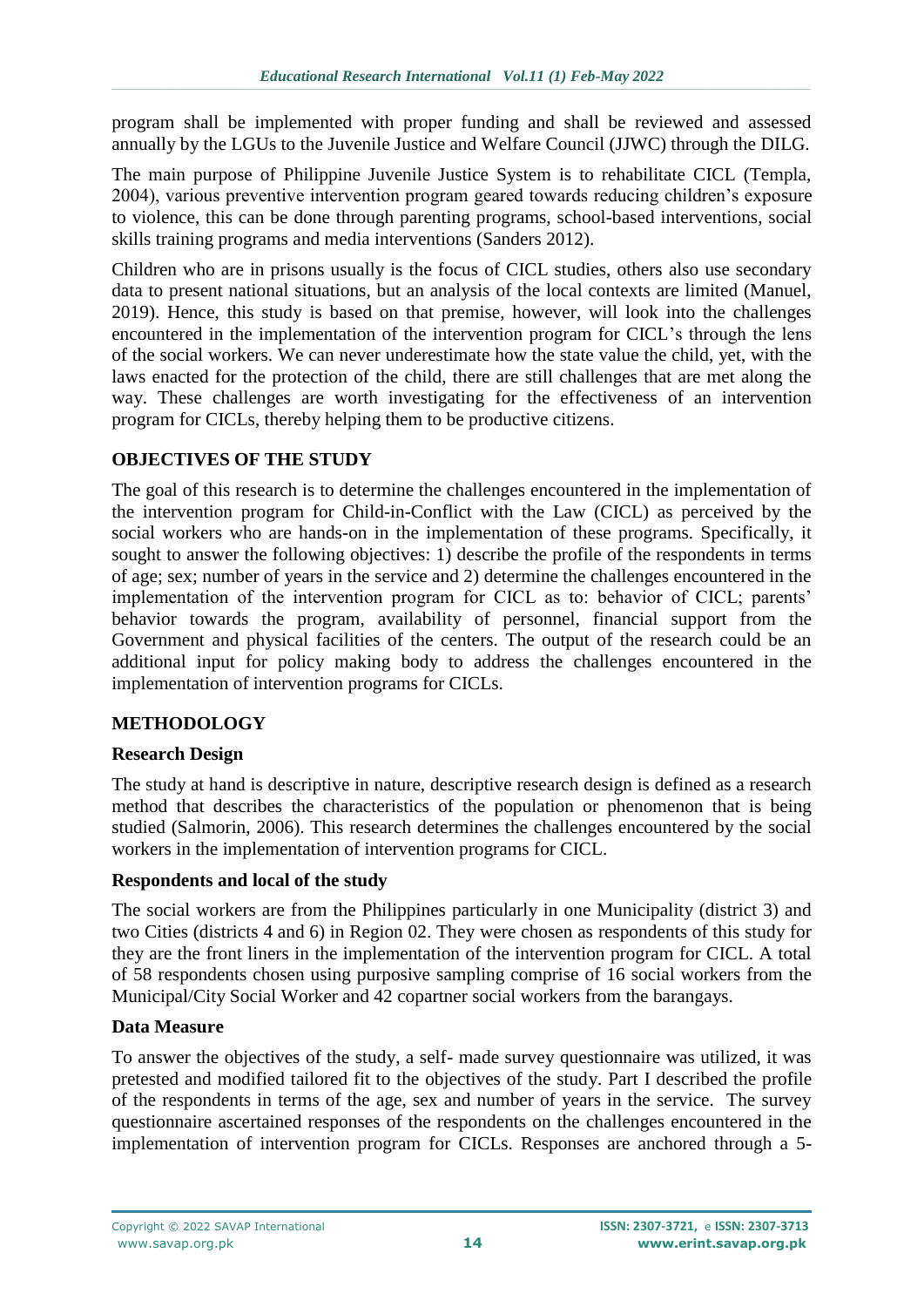program shall be implemented with proper funding and shall be reviewed and assessed annually by the LGUs to the Juvenile Justice and Welfare Council (JJWC) through the DILG.

The main purpose of Philippine Juvenile Justice System is to rehabilitate CICL (Templa, 2004), various preventive intervention program geared towards reducing children's exposure to violence, this can be done through parenting programs, school-based interventions, social skills training programs and media interventions (Sanders 2012).

Children who are in prisons usually is the focus of CICL studies, others also use secondary data to present national situations, but an analysis of the local contexts are limited (Manuel, 2019). Hence, this study is based on that premise, however, will look into the challenges encountered in the implementation of the intervention program for CICL's through the lens of the social workers. We can never underestimate how the state value the child, yet, with the laws enacted for the protection of the child, there are still challenges that are met along the way. These challenges are worth investigating for the effectiveness of an intervention program for CICLs, thereby helping them to be productive citizens.

## OBJECTIVES OF THE STUDY

The goal of this research is to determine the challenges encountered in the implementation of the intervention program for Child-in-Conflict with the Law (CICL) as perceived by the social workers who are hands-on in the implementation of these programs. Specifically, it sought to answer the following objectives: 1) describe the profile of the respondents in terms of age; sex; number of years in the service and 2) determine the challenges encountered in the implementation of the intervention program for CICL as to: behavior of CICL; parents' behavior towards the program, availability of personnel, financial support from the Government and physical facilities of the centers. The output of the research could be an additional input for policy making body to address the challenges encountered in the implementation of intervention programs for CICLs.

## METHODOLOGY

### Research Design

The study at hand is descriptive in nature, descriptive research design is defined as a research method that describes the characteristics of the population or phenomenon that is being studied (Salmorin, 2006). This research determines the challenges encountered by the social workers in the implementation of intervention programs for CICL.

### Respondents and local of the study

The social workers are from the Philippines particularly in one Municipality (district 3) and two Cities (districts 4 and 6) in Region 02. They were chosen as respondents of this study for they are the front liners in the implementation of the intervention program for CICL. A total of 58 respondents chosen using purposive sampling comprise of 16 social workers from the Municipal/City Social Worker and 42 copartner social workers from the barangays.

### Data Measure

To answer the objectives of the study, a self- made survey questionnaire was utilized, it was pretested and modified tailored fit to the objectives of the study. Part I described the profile of the respondents in terms of the age, sex and number of years in the service. The survey questionnaire ascertained responses of the respondents on the challenges encountered in the implementation of intervention program for CICLs. Responses are anchored through a 5-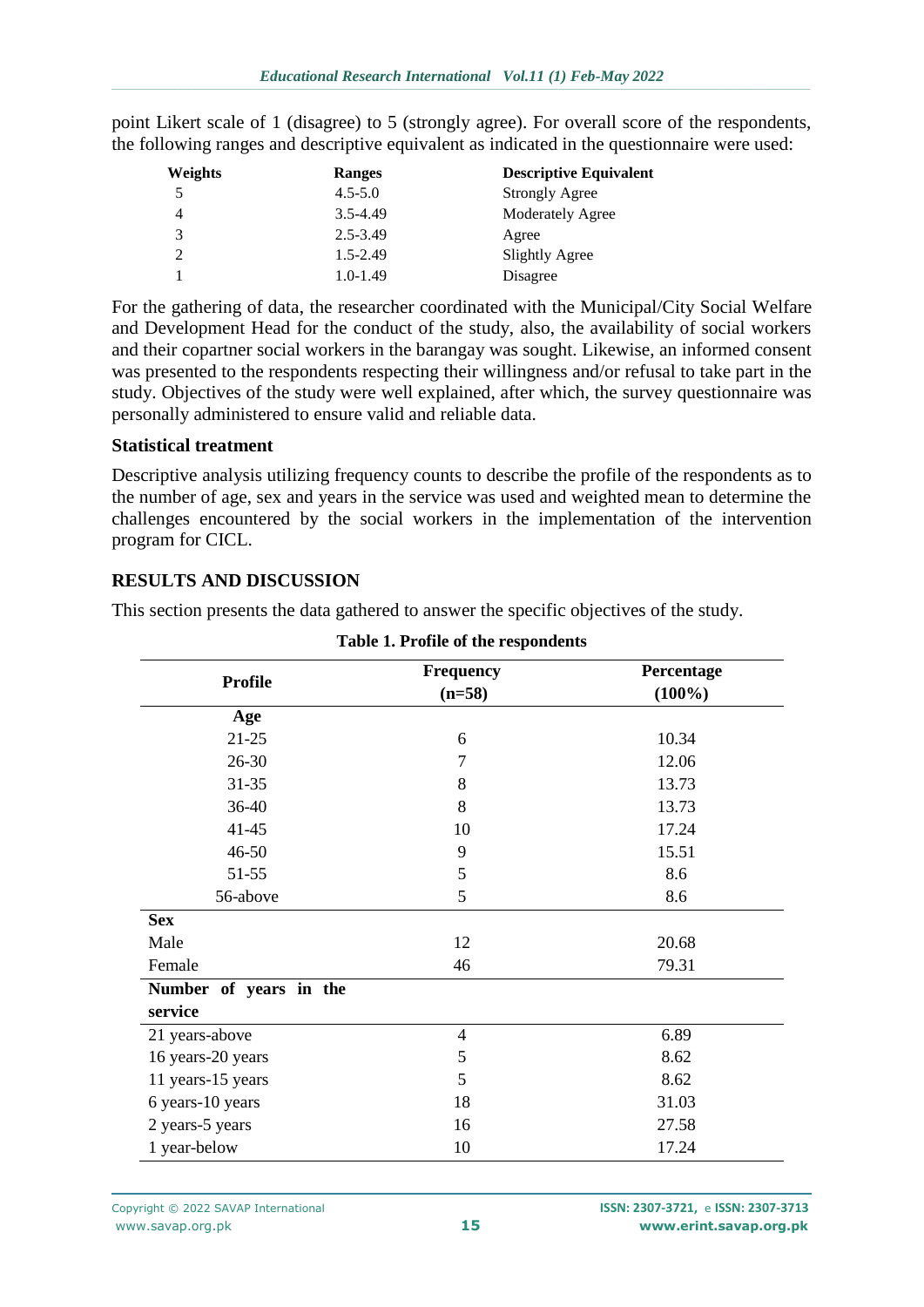point Likert scale of 1 (disagree) to 5 (strongly agree). For overall score of the respondents, the following ranges and descriptive equivalent as indicated in the questionnaire were used:

| Weights | Ranges | Descriptive Equivalent |
|---|---|---|
| 5 | 4.5-5.0 | Strongly Agree |
| 4 | 3.5-4.49 | Moderately Agree |
| 3 | 2.5-3.49 | Agree |
| 2 | 1.5-2.49 | Slightly Agree |
| 1 | 1.0-1.49 | Disagree |

For the gathering of data, the researcher coordinated with the Municipal/City Social Welfare and Development Head for the conduct of the study, also, the availability of social workers and their copartner social workers in the barangay was sought. Likewise, an informed consent was presented to the respondents respecting their willingness and/or refusal to take part in the study. Objectives of the study were well explained, after which, the survey questionnaire was personally administered to ensure valid and reliable data.

### Statistical treatment

Descriptive analysis utilizing frequency counts to describe the profile of the respondents as to the number of age, sex and years in the service was used and weighted mean to determine the challenges encountered by the social workers in the implementation of the intervention program for CICL.

## RESULTS AND DISCUSSION

This section presents the data gathered to answer the specific objectives of the study.

**Table 1. Profile of the respondents**

| Profile | Frequency (n=58) | Percentage (100%) |
|---|---|---|
| **Age** | | |
| 21-25 | 6 | 10.34 |
| 26-30 | 7 | 12.06 |
| 31-35 | 8 | 13.73 |
| 36-40 | 8 | 13.73 |
| 41-45 | 10 | 17.24 |
| 46-50 | 9 | 15.51 |
| 51-55 | 5 | 8.6 |
| 56-above | 5 | 8.6 |
| **Sex** | | |
| Male | 12 | 20.68 |
| Female | 46 | 79.31 |
| **Number of years in the service** | | |
| 21 years-above | 4 | 6.89 |
| 16 years-20 years | 5 | 8.62 |
| 11 years-15 years | 5 | 8.62 |
| 6 years-10 years | 18 | 31.03 |
| 2 years-5 years | 16 | 27.58 |
| 1 year-below | 10 | 17.24 |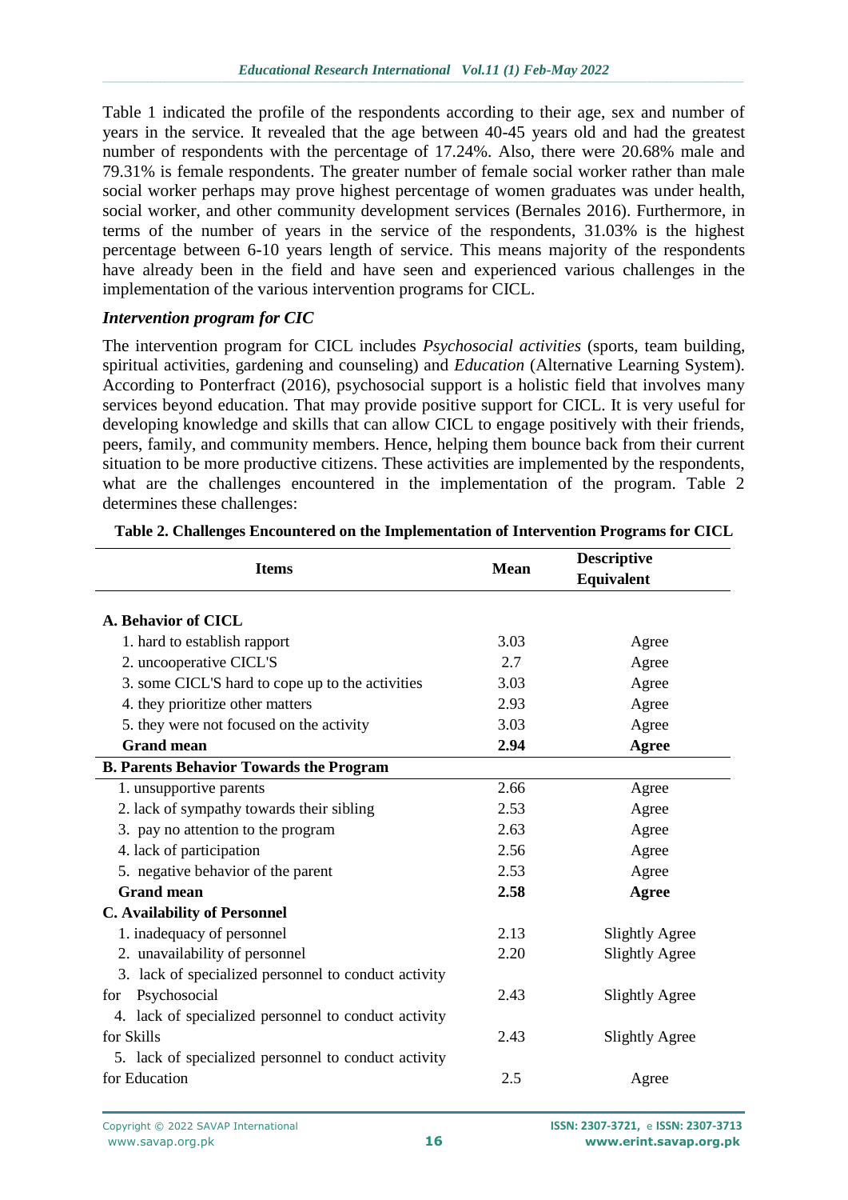Table 1 indicated the profile of the respondents according to their age, sex and number of years in the service. It revealed that the age between 40-45 years old and had the greatest number of respondents with the percentage of 17.24%. Also, there were 20.68% male and 79.31% is female respondents. The greater number of female social worker rather than male social worker perhaps may prove highest percentage of women graduates was under health, social worker, and other community development services (Bernales 2016). Furthermore, in terms of the number of years in the service of the respondents, 31.03% is the highest percentage between 6-10 years length of service. This means majority of the respondents have already been in the field and have seen and experienced various challenges in the implementation of the various intervention programs for CICL.

### *Intervention program for CIC*

The intervention program for CICL includes *Psychosocial activities* (sports, team building, spiritual activities, gardening and counseling) and *Education* (Alternative Learning System). According to Ponterfract (2016), psychosocial support is a holistic field that involves many services beyond education. That may provide positive support for CICL. It is very useful for developing knowledge and skills that can allow CICL to engage positively with their friends, peers, family, and community members. Hence, helping them bounce back from their current situation to be more productive citizens. These activities are implemented by the respondents, what are the challenges encountered in the implementation of the program. Table 2 determines these challenges:

**Table 2. Challenges Encountered on the Implementation of Intervention Programs for CICL**

| Items | Mean | Descriptive Equivalent |
|---|---|---|
| **A. Behavior of CICL** | | |
| 1. hard to establish rapport | 3.03 | Agree |
| 2. uncooperative CICL'S | 2.7 | Agree |
| 3. some CICL'S hard to cope up to the activities | 3.03 | Agree |
| 4. they prioritize other matters | 2.93 | Agree |
| 5. they were not focused on the activity | 3.03 | Agree |
| **Grand mean** | **2.94** | **Agree** |
| **B. Parents Behavior Towards the Program** | | |
| 1. unsupportive parents | 2.66 | Agree |
| 2. lack of sympathy towards their sibling | 2.53 | Agree |
| 3. pay no attention to the program | 2.63 | Agree |
| 4. lack of participation | 2.56 | Agree |
| 5. negative behavior of the parent | 2.53 | Agree |
| **Grand mean** | **2.58** | **Agree** |
| **C. Availability of Personnel** | | |
| 1. inadequacy of personnel | 2.13 | Slightly Agree |
| 2. unavailability of personnel | 2.20 | Slightly Agree |
| 3. lack of specialized personnel to conduct activity for Psychosocial | 2.43 | Slightly Agree |
| 4. lack of specialized personnel to conduct activity for Skills | 2.43 | Slightly Agree |
| 5. lack of specialized personnel to conduct activity for Education | 2.5 | Agree |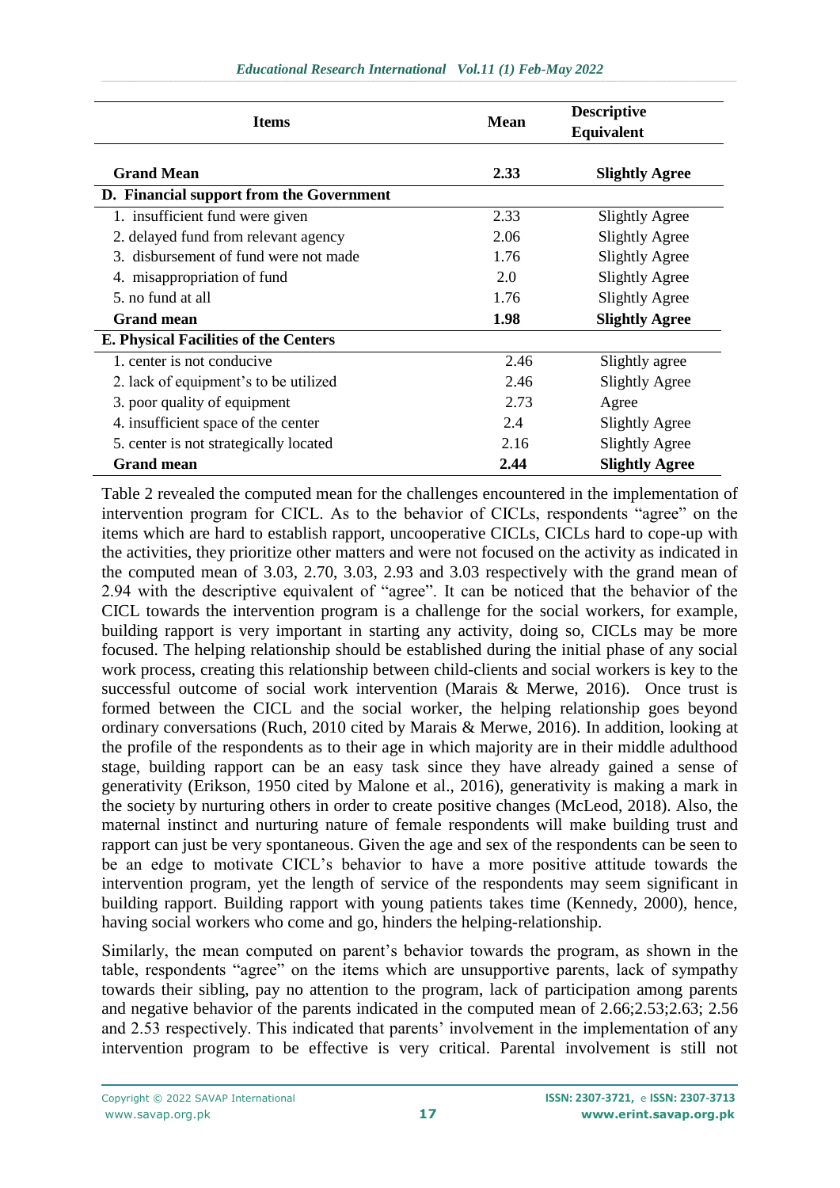| Items | Mean | Descriptive Equivalent |
|---|---|---|
| **Grand Mean** | **2.33** | **Slightly Agree** |
| **D. Financial support from the Government** | | |
| 1. insufficient fund were given | 2.33 | Slightly Agree |
| 2. delayed fund from relevant agency | 2.06 | Slightly Agree |
| 3. disbursement of fund were not made | 1.76 | Slightly Agree |
| 4. misappropriation of fund | 2.0 | Slightly Agree |
| 5. no fund at all | 1.76 | Slightly Agree |
| **Grand mean** | **1.98** | **Slightly Agree** |
| **E. Physical Facilities of the Centers** | | |
| 1. center is not conducive | 2.46 | Slightly agree |
| 2. lack of equipment's to be utilized | 2.46 | Slightly Agree |
| 3. poor quality of equipment | 2.73 | Agree |
| 4. insufficient space of the center | 2.4 | Slightly Agree |
| 5. center is not strategically located | 2.16 | Slightly Agree |
| **Grand mean** | **2.44** | **Slightly Agree** |

Table 2 revealed the computed mean for the challenges encountered in the implementation of intervention program for CICL. As to the behavior of CICLs, respondents "agree" on the items which are hard to establish rapport, uncooperative CICLs, CICLs hard to cope-up with the activities, they prioritize other matters and were not focused on the activity as indicated in the computed mean of 3.03, 2.70, 3.03, 2.93 and 3.03 respectively with the grand mean of 2.94 with the descriptive equivalent of "agree". It can be noticed that the behavior of the CICL towards the intervention program is a challenge for the social workers, for example, building rapport is very important in starting any activity, doing so, CICLs may be more focused. The helping relationship should be established during the initial phase of any social work process, creating this relationship between child-clients and social workers is key to the successful outcome of social work intervention (Marais & Merwe, 2016). Once trust is formed between the CICL and the social worker, the helping relationship goes beyond ordinary conversations (Ruch, 2010 cited by Marais & Merwe, 2016). In addition, looking at the profile of the respondents as to their age in which majority are in their middle adulthood stage, building rapport can be an easy task since they have already gained a sense of generativity (Erikson, 1950 cited by Malone et al., 2016), generativity is making a mark in the society by nurturing others in order to create positive changes (McLeod, 2018). Also, the maternal instinct and nurturing nature of female respondents will make building trust and rapport can just be very spontaneous. Given the age and sex of the respondents can be seen to be an edge to motivate CICL's behavior to have a more positive attitude towards the intervention program, yet the length of service of the respondents may seem significant in building rapport. Building rapport with young patients takes time (Kennedy, 2000), hence, having social workers who come and go, hinders the helping-relationship.

Similarly, the mean computed on parent's behavior towards the program, as shown in the table, respondents "agree" on the items which are unsupportive parents, lack of sympathy towards their sibling, pay no attention to the program, lack of participation among parents and negative behavior of the parents indicated in the computed mean of 2.66;2.53;2.63; 2.56 and 2.53 respectively. This indicated that parents' involvement in the implementation of any intervention program to be effective is very critical. Parental involvement is still not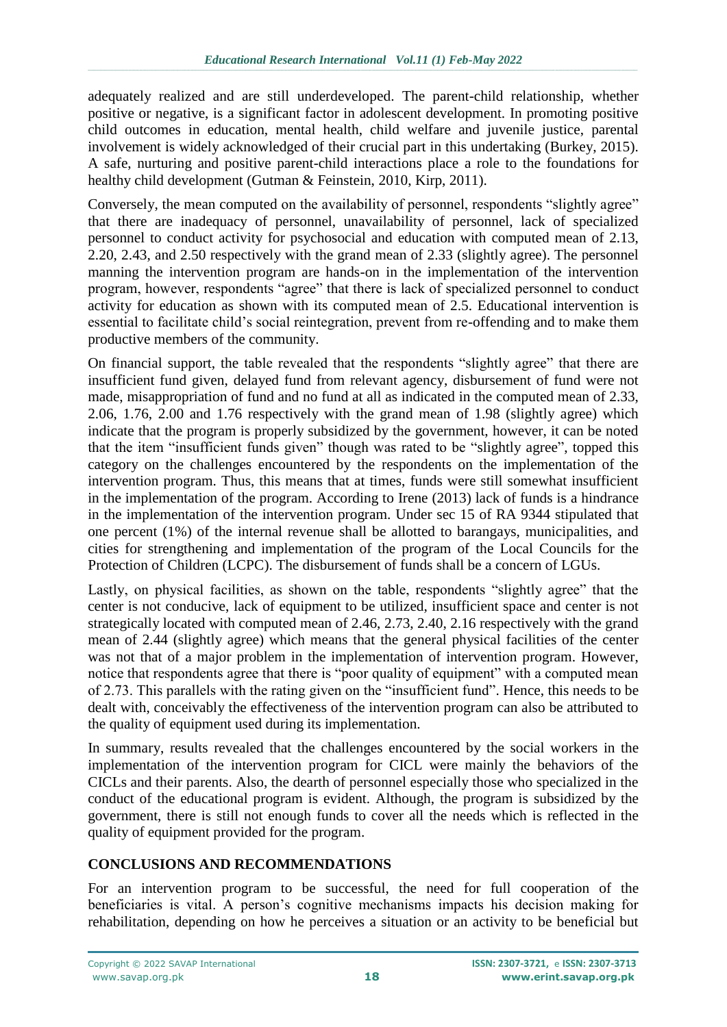adequately realized and are still underdeveloped. The parent-child relationship, whether positive or negative, is a significant factor in adolescent development. In promoting positive child outcomes in education, mental health, child welfare and juvenile justice, parental involvement is widely acknowledged of their crucial part in this undertaking (Burkey, 2015). A safe, nurturing and positive parent-child interactions place a role to the foundations for healthy child development (Gutman & Feinstein, 2010, Kirp, 2011).

Conversely, the mean computed on the availability of personnel, respondents "slightly agree" that there are inadequacy of personnel, unavailability of personnel, lack of specialized personnel to conduct activity for psychosocial and education with computed mean of 2.13, 2.20, 2.43, and 2.50 respectively with the grand mean of 2.33 (slightly agree). The personnel manning the intervention program are hands-on in the implementation of the intervention program, however, respondents "agree" that there is lack of specialized personnel to conduct activity for education as shown with its computed mean of 2.5. Educational intervention is essential to facilitate child's social reintegration, prevent from re-offending and to make them productive members of the community.

On financial support, the table revealed that the respondents "slightly agree" that there are insufficient fund given, delayed fund from relevant agency, disbursement of fund were not made, misappropriation of fund and no fund at all as indicated in the computed mean of 2.33, 2.06, 1.76, 2.00 and 1.76 respectively with the grand mean of 1.98 (slightly agree) which indicate that the program is properly subsidized by the government, however, it can be noted that the item "insufficient funds given" though was rated to be "slightly agree", topped this category on the challenges encountered by the respondents on the implementation of the intervention program. Thus, this means that at times, funds were still somewhat insufficient in the implementation of the program. According to Irene (2013) lack of funds is a hindrance in the implementation of the intervention program. Under sec 15 of RA 9344 stipulated that one percent (1%) of the internal revenue shall be allotted to barangays, municipalities, and cities for strengthening and implementation of the program of the Local Councils for the Protection of Children (LCPC). The disbursement of funds shall be a concern of LGUs.

Lastly, on physical facilities, as shown on the table, respondents "slightly agree" that the center is not conducive, lack of equipment to be utilized, insufficient space and center is not strategically located with computed mean of 2.46, 2.73, 2.40, 2.16 respectively with the grand mean of 2.44 (slightly agree) which means that the general physical facilities of the center was not that of a major problem in the implementation of intervention program. However, notice that respondents agree that there is "poor quality of equipment" with a computed mean of 2.73. This parallels with the rating given on the "insufficient fund". Hence, this needs to be dealt with, conceivably the effectiveness of the intervention program can also be attributed to the quality of equipment used during its implementation.

In summary, results revealed that the challenges encountered by the social workers in the implementation of the intervention program for CICL were mainly the behaviors of the CICLs and their parents. Also, the dearth of personnel especially those who specialized in the conduct of the educational program is evident. Although, the program is subsidized by the government, there is still not enough funds to cover all the needs which is reflected in the quality of equipment provided for the program.

## CONCLUSIONS AND RECOMMENDATIONS

For an intervention program to be successful, the need for full cooperation of the beneficiaries is vital. A person's cognitive mechanisms impacts his decision making for rehabilitation, depending on how he perceives a situation or an activity to be beneficial but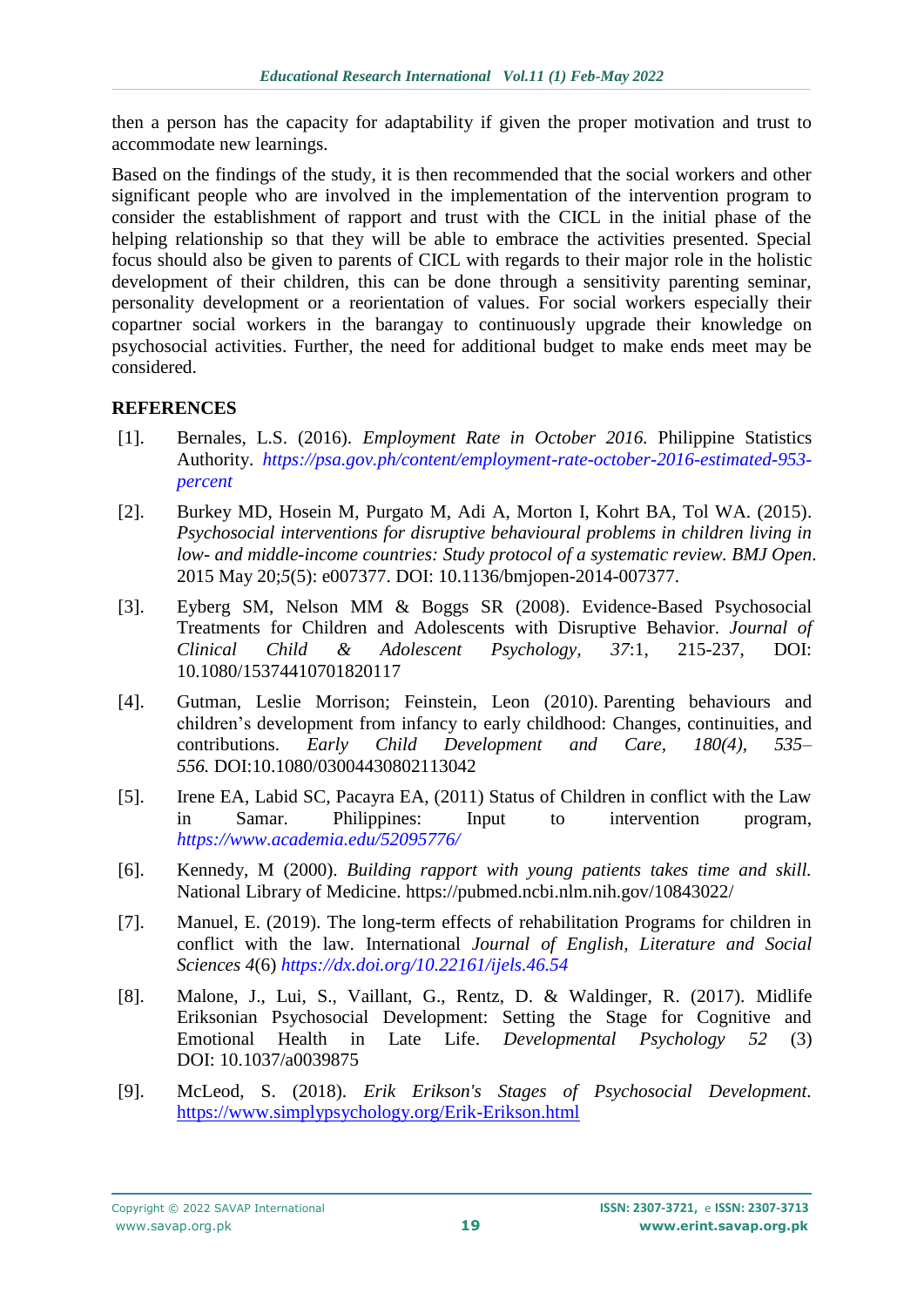then a person has the capacity for adaptability if given the proper motivation and trust to accommodate new learnings.

Based on the findings of the study, it is then recommended that the social workers and other significant people who are involved in the implementation of the intervention program to consider the establishment of rapport and trust with the CICL in the initial phase of the helping relationship so that they will be able to embrace the activities presented. Special focus should also be given to parents of CICL with regards to their major role in the holistic development of their children, this can be done through a sensitivity parenting seminar, personality development or a reorientation of values. For social workers especially their copartner social workers in the barangay to continuously upgrade their knowledge on psychosocial activities. Further, the need for additional budget to make ends meet may be considered.

## REFERENCES

[1]. Bernales, L.S. (2016). *Employment Rate in October 2016.* Philippine Statistics Authority. *https://psa.gov.ph/content/employment-rate-october-2016-estimated-953-percent*

[2]. Burkey MD, Hosein M, Purgato M, Adi A, Morton I, Kohrt BA, Tol WA. (2015). *Psychosocial interventions for disruptive behavioural problems in children living in low- and middle-income countries: Study protocol of a systematic review. BMJ Open*. 2015 May 20;*5*(5): e007377. DOI: 10.1136/bmjopen-2014-007377.

[3]. Eyberg SM, Nelson MM & Boggs SR (2008). Evidence-Based Psychosocial Treatments for Children and Adolescents with Disruptive Behavior. *Journal of Clinical Child & Adolescent Psychology, 37*:1, 215-237, DOI: 10.1080/15374410701820117

[4]. Gutman, Leslie Morrison; Feinstein, Leon (2010). Parenting behaviours and children's development from infancy to early childhood: Changes, continuities, and contributions. *Early Child Development and Care, 180(4), 535–556.* DOI:10.1080/03004430802113042

[5]. Irene EA, Labid SC, Pacayra EA, (2011) Status of Children in conflict with the Law in Samar. Philippines: Input to intervention program, *https://www.academia.edu/52095776/*

[6]. Kennedy, M (2000). *Building rapport with young patients takes time and skill.* National Library of Medicine. https://pubmed.ncbi.nlm.nih.gov/10843022/

[7]. Manuel, E. (2019). The long-term effects of rehabilitation Programs for children in conflict with the law. International *Journal of English, Literature and Social Sciences 4*(6) *https://dx.doi.org/10.22161/ijels.46.54*

[8]. Malone, J., Lui, S., Vaillant, G., Rentz, D. & Waldinger, R. (2017). Midlife Eriksonian Psychosocial Development: Setting the Stage for Cognitive and Emotional Health in Late Life. *Developmental Psychology 52* (3) DOI: 10.1037/a0039875

[9]. McLeod, S. (2018). *Erik Erikson's Stages of Psychosocial Development.* https://www.simplypsychology.org/Erik-Erikson.html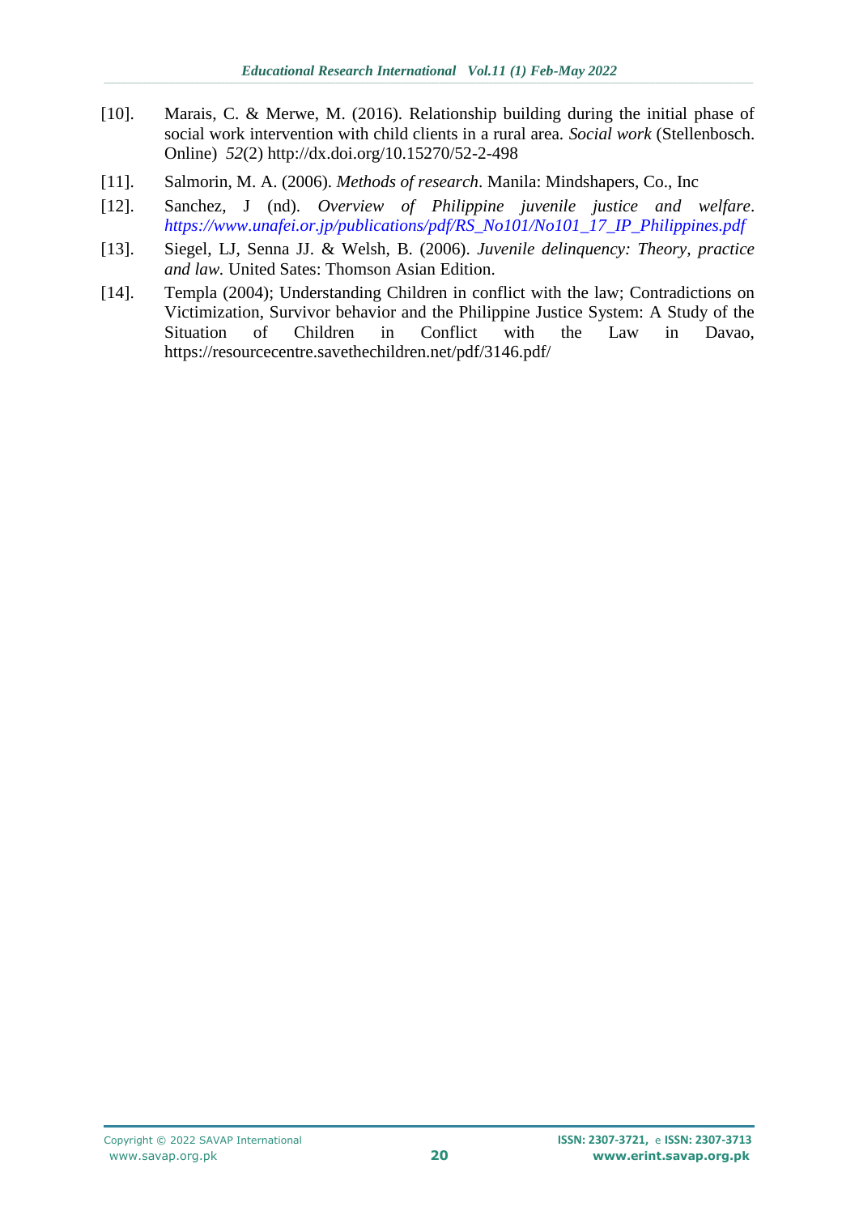[10]. Marais, C. & Merwe, M. (2016). Relationship building during the initial phase of social work intervention with child clients in a rural area. *Social work* (Stellenbosch. Online) *52*(2) http://dx.doi.org/10.15270/52-2-498

[11]. Salmorin, M. A. (2006). *Methods of research*. Manila: Mindshapers, Co., Inc

[12]. Sanchez, J (nd). *Overview of Philippine juvenile justice and welfare*. *https://www.unafei.or.jp/publications/pdf/RS_No101/No101_17_IP_Philippines.pdf*

[13]. Siegel, LJ, Senna JJ. & Welsh, B. (2006). *Juvenile delinquency: Theory, practice and law*. United Sates: Thomson Asian Edition.

[14]. Templa (2004); Understanding Children in conflict with the law; Contradictions on Victimization, Survivor behavior and the Philippine Justice System: A Study of the Situation of Children in Conflict with the Law in Davao, https://resourcecentre.savethechildren.net/pdf/3146.pdf/